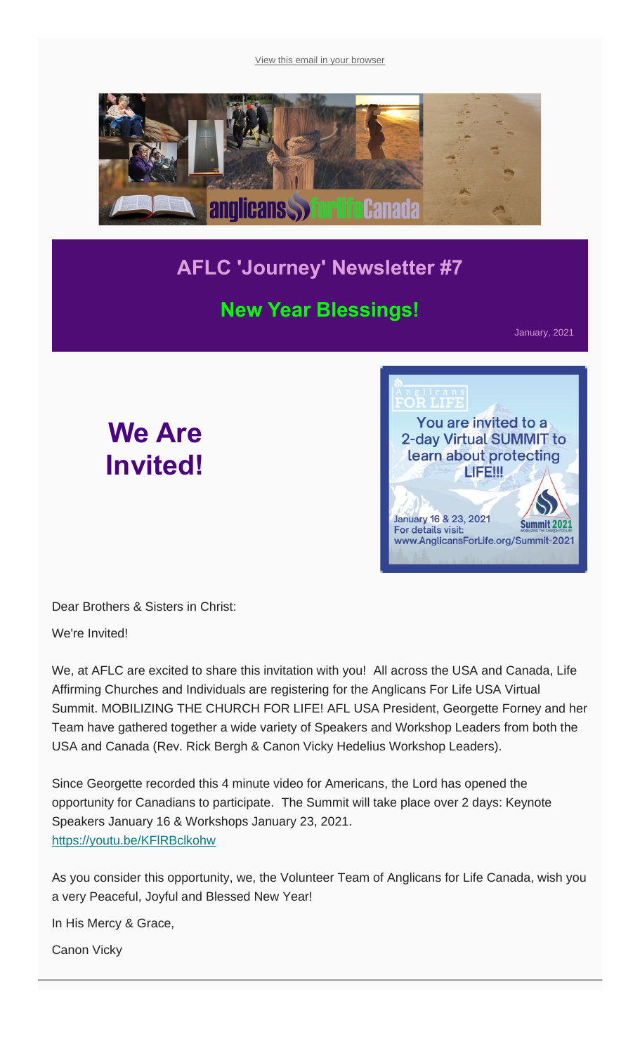View this email in your browser

# AFLC 'Journey' Newsletter #7

## New Year Blessings!

January, 2021

# We Are Invited!

You are invited to a 2-day Virtual SUMMIT to learn about protecting LIFE!!!

January 16 & 23, 2021
For details visit:
www.AnglicansForLife.org/Summit-2021

Dear Brothers & Sisters in Christ:

We're Invited!

We, at AFLC are excited to share this invitation with you! All across the USA and Canada, Life Affirming Churches and Individuals are registering for the Anglicans For Life USA Virtual Summit. MOBILIZING THE CHURCH FOR LIFE! AFL USA President, Georgette Forney and her Team have gathered together a wide variety of Speakers and Workshop Leaders from both the USA and Canada (Rev. Rick Bergh & Canon Vicky Hedelius Workshop Leaders).

Since Georgette recorded this 4 minute video for Americans, the Lord has opened the opportunity for Canadians to participate. The Summit will take place over 2 days: Keynote Speakers January 16 & Workshops January 23, 2021.
https://youtu.be/KFlRBclkohw

As you consider this opportunity, we, the Volunteer Team of Anglicans for Life Canada, wish you a very Peaceful, Joyful and Blessed New Year!

In His Mercy & Grace,

Canon Vicky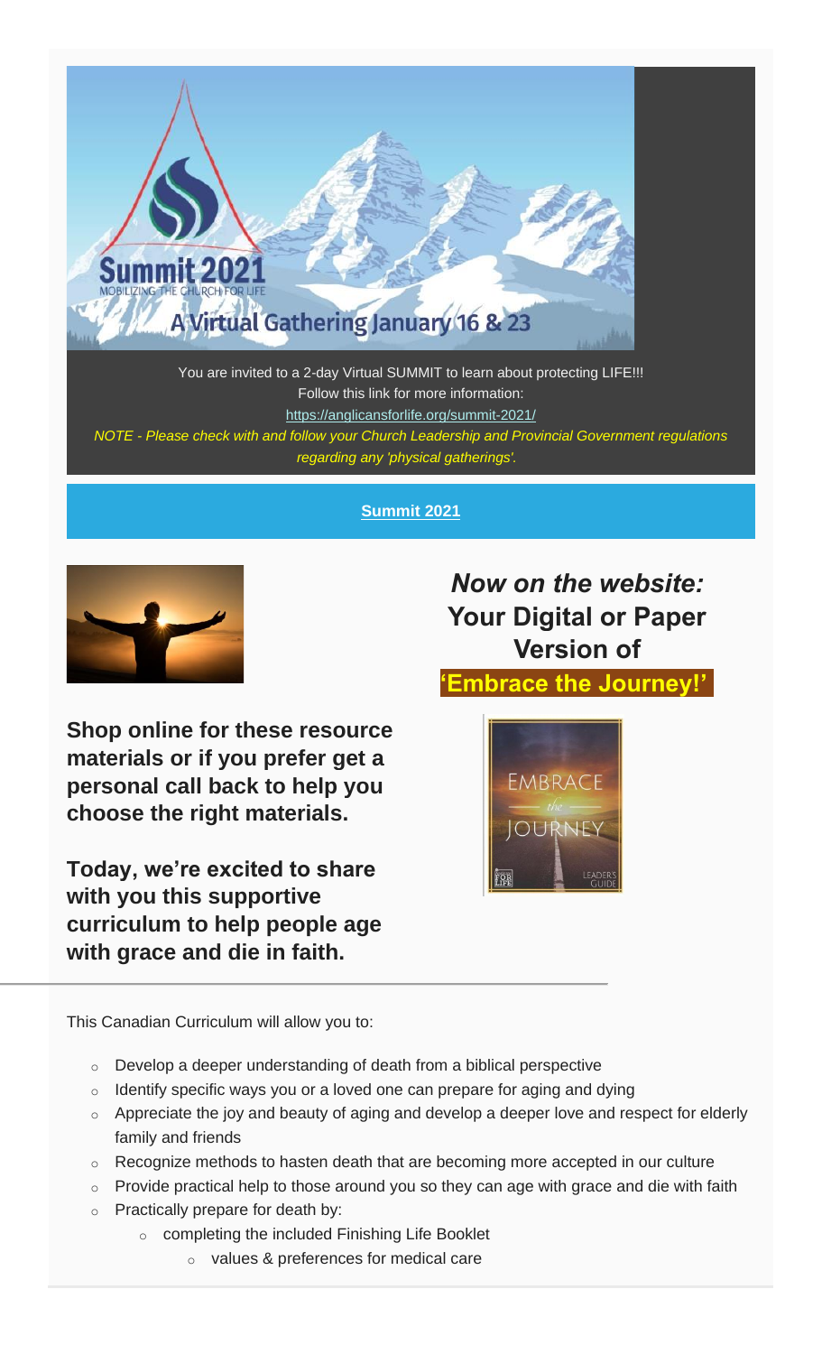Summit 2021

MOBILIZING THE CHURCH FOR LIFE

A Virtual Gathering January 16 & 23

You are invited to a 2-day Virtual SUMMIT to learn about protecting LIFE!!!
Follow this link for more information:
https://anglicansforlife.org/summit-2021/

*NOTE - Please check with and follow your Church Leadership and Provincial Government regulations regarding any 'physical gatherings'.*

**Summit 2021**

## *Now on the website:*
## Your Digital or Paper Version of
## 'Embrace the Journey!'

**Shop online for these resource materials or if you prefer get a personal call back to help you choose the right materials.**

**Today, we're excited to share with you this supportive curriculum to help people age with grace and die in faith.**

---

This Canadian Curriculum will allow you to:

- Develop a deeper understanding of death from a biblical perspective
- Identify specific ways you or a loved one can prepare for aging and dying
- Appreciate the joy and beauty of aging and develop a deeper love and respect for elderly family and friends
- Recognize methods to hasten death that are becoming more accepted in our culture
- Provide practical help to those around you so they can age with grace and die with faith
- Practically prepare for death by:
  - completing the included Finishing Life Booklet
    - values & preferences for medical care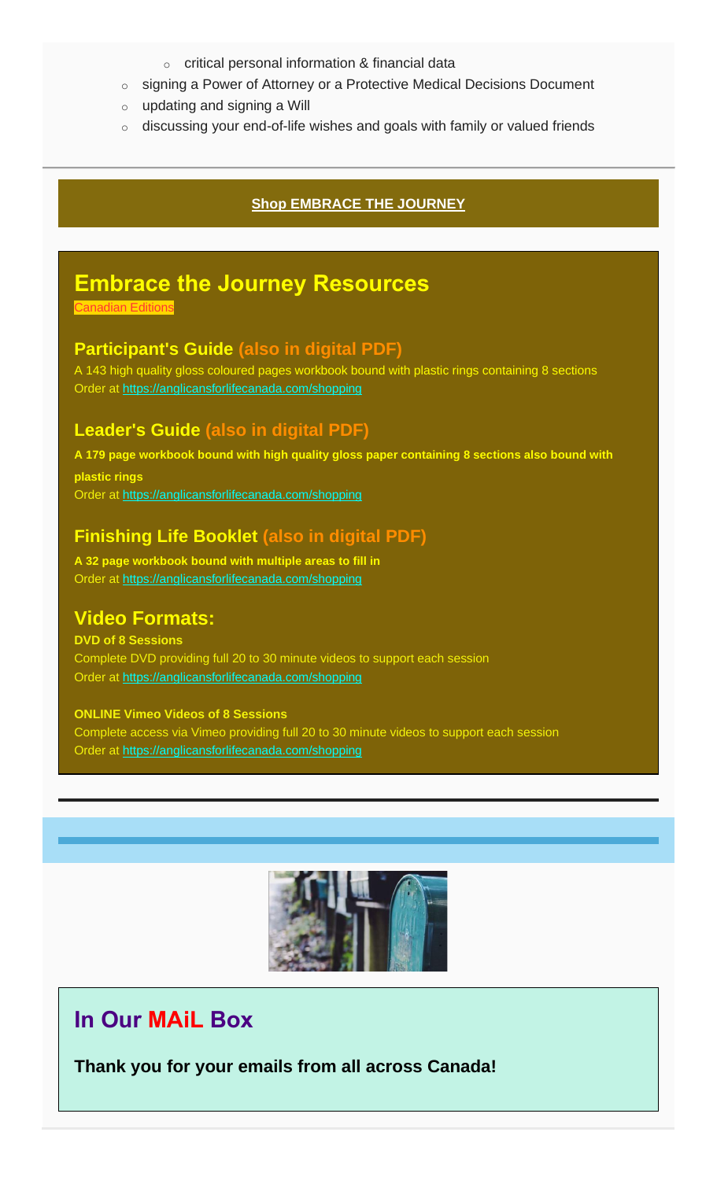- critical personal information & financial data
- signing a Power of Attorney or a Protective Medical Decisions Document
- updating and signing a Will
- discussing your end-of-life wishes and goals with family or valued friends

**Shop EMBRACE THE JOURNEY**

# Embrace the Journey Resources

Canadian Editions

## Participant's Guide (also in digital PDF)

A 143 high quality gloss coloured pages workbook bound with plastic rings containing 8 sections
Order at https://anglicansforlifecanada.com/shopping

## Leader's Guide (also in digital PDF)

**A 179 page workbook bound with high quality gloss paper containing 8 sections also bound with plastic rings**
Order at https://anglicansforlifecanada.com/shopping

## Finishing Life Booklet (also in digital PDF)

**A 32 page workbook bound with multiple areas to fill in**
Order at https://anglicansforlifecanada.com/shopping

## Video Formats:

**DVD of 8 Sessions**
Complete DVD providing full 20 to 30 minute videos to support each session
Order at https://anglicansforlifecanada.com/shopping

**ONLINE Vimeo Videos of 8 Sessions**
Complete access via Vimeo providing full 20 to 30 minute videos to support each session
Order at https://anglicansforlifecanada.com/shopping

## In Our MAiL Box

**Thank you for your emails from all across Canada!**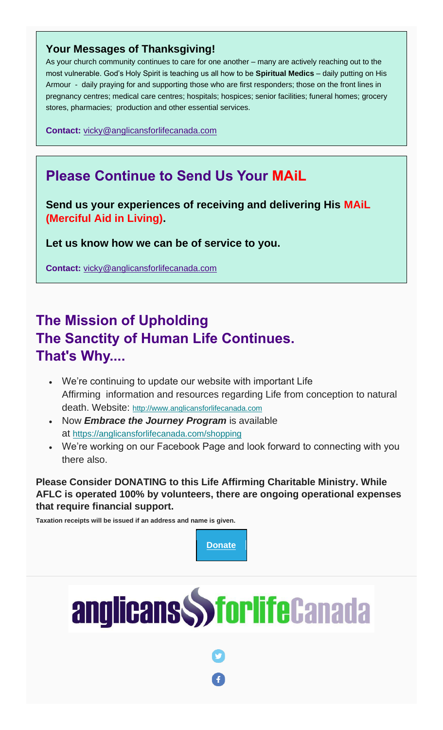### Your Messages of Thanksgiving!

As your church community continues to care for one another – many are actively reaching out to the most vulnerable. God's Holy Spirit is teaching us all how to be **Spiritual Medics** – daily putting on His Armour - daily praying for and supporting those who are first responders; those on the front lines in pregnancy centres; medical care centres; hospitals; hospices; senior facilities; funeral homes; grocery stores, pharmacies; production and other essential services.

**Contact:** vicky@anglicansforlifecanada.com

## Please Continue to Send Us Your MAiL

**Send us your experiences of receiving and delivering His MAiL (Merciful Aid in Living).**

**Let us know how we can be of service to you.**

**Contact:** vicky@anglicansforlifecanada.com

## The Mission of Upholding The Sanctity of Human Life Continues. That's Why....

- We're continuing to update our website with important Life Affirming information and resources regarding Life from conception to natural death. Website: http://www.anglicansforlifecanada.com
- Now ***Embrace the Journey Program*** is available at https://anglicansforlifecanada.com/shopping
- We're working on our Facebook Page and look forward to connecting with you there also.

**Please Consider DONATING to this Life Affirming Charitable Ministry. While AFLC is operated 100% by volunteers, there are ongoing operational expenses that require financial support.**

**Taxation receipts will be issued if an address and name is given.**

**Donate**

anglicans forlife Canada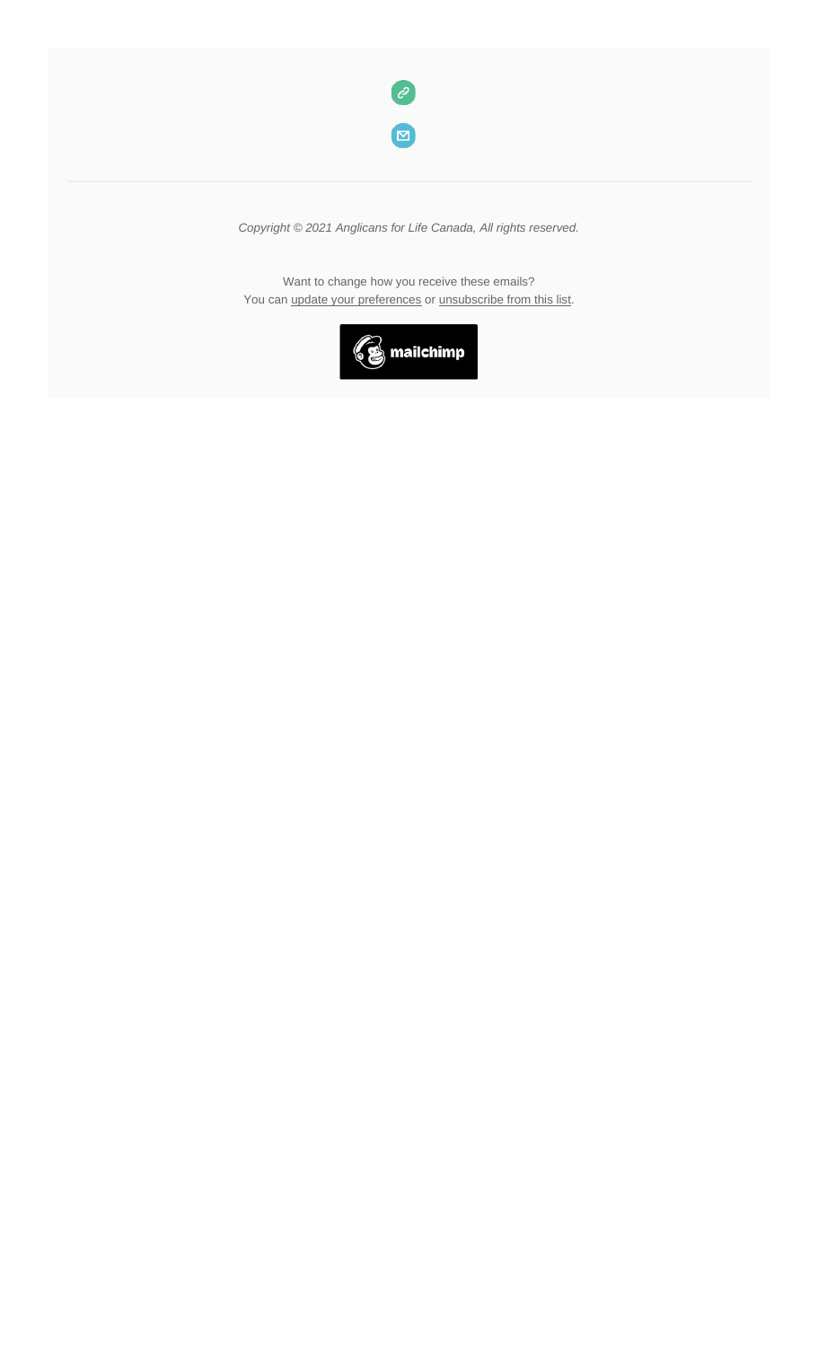*Copyright © 2021 Anglicans for Life Canada, All rights reserved.*

Want to change how you receive these emails?
You can update your preferences or unsubscribe from this list.